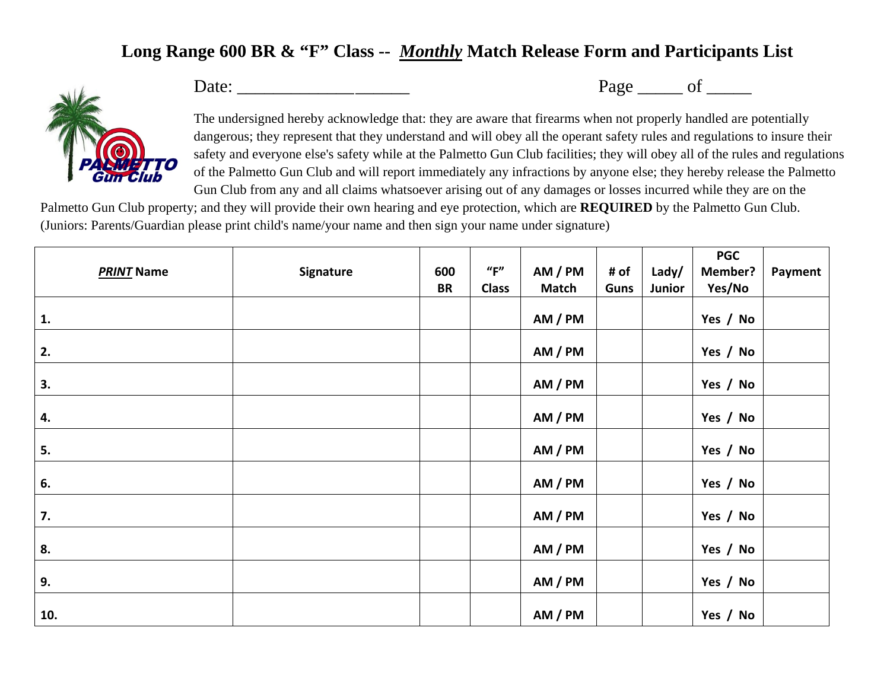# Long Range 600 BR & "F" Class -- *Monthly* Match Release Form and Participants List

Date: ____________________ Page _____ of _____

The undersigned hereby acknowledge that: they are aware that firearms when not properly handled are potentially dangerous; they represent that they understand and will obey all the operant safety rules and regulations to insure their safety and everyone else's safety while at the Palmetto Gun Club facilities; they will obey all of the rules and regulations of the Palmetto Gun Club and will report immediately any infractions by anyone else; they hereby release the Palmetto Gun Club from any and all claims whatsoever arising out of any damages or losses incurred while they are on the Palmetto Gun Club property; and they will provide their own hearing and eye protection, which are **REQUIRED** by the Palmetto Gun Club. (Juniors: Parents/Guardian please print child's name/your name and then sign your name under signature)

| ***PRINT*** **Name** | **Signature** | **600 BR** | **"F" Class** | **AM / PM Match** | **# of Guns** | **Lady/ Junior** | **PGC Member? Yes/No** | **Payment** |
|---|---|---|---|---|---|---|---|---|
| **1.** | | | | **AM / PM** | | | **Yes / No** | |
| **2.** | | | | **AM / PM** | | | **Yes / No** | |
| **3.** | | | | **AM / PM** | | | **Yes / No** | |
| **4.** | | | | **AM / PM** | | | **Yes / No** | |
| **5.** | | | | **AM / PM** | | | **Yes / No** | |
| **6.** | | | | **AM / PM** | | | **Yes / No** | |
| **7.** | | | | **AM / PM** | | | **Yes / No** | |
| **8.** | | | | **AM / PM** | | | **Yes / No** | |
| **9.** | | | | **AM / PM** | | | **Yes / No** | |
| **10.** | | | | **AM / PM** | | | **Yes / No** | |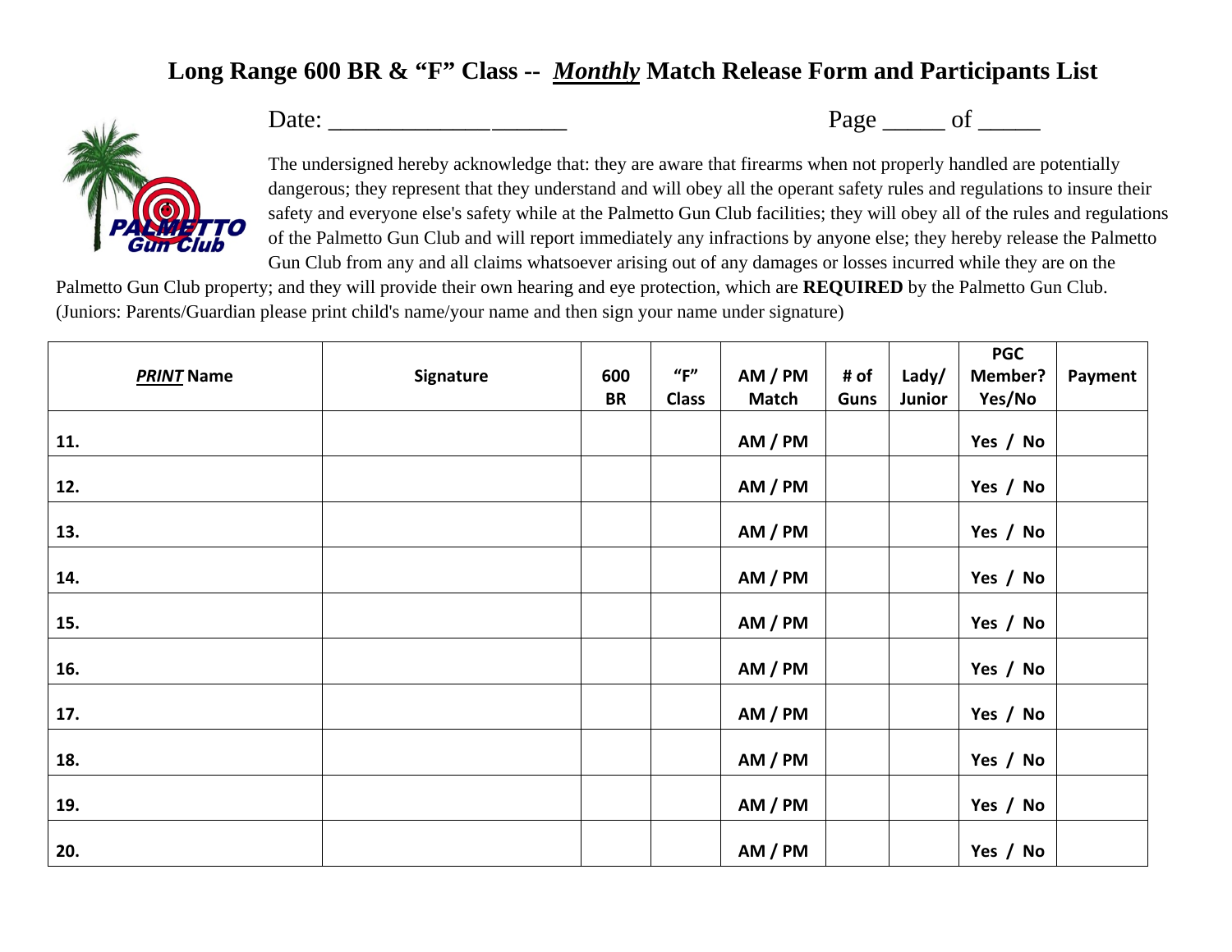# Long Range 600 BR & "F" Class -- ***Monthly*** Match Release Form and Participants List

Date: ___________________ Page _____ of _____

The undersigned hereby acknowledge that: they are aware that firearms when not properly handled are potentially dangerous; they represent that they understand and will obey all the operant safety rules and regulations to insure their safety and everyone else's safety while at the Palmetto Gun Club facilities; they will obey all of the rules and regulations of the Palmetto Gun Club and will report immediately any infractions by anyone else; they hereby release the Palmetto Gun Club from any and all claims whatsoever arising out of any damages or losses incurred while they are on the Palmetto Gun Club property; and they will provide their own hearing and eye protection, which are **REQUIRED** by the Palmetto Gun Club. (Juniors: Parents/Guardian please print child's name/your name and then sign your name under signature)

| ***PRINT*** **Name** | **Signature** | **600 BR** | **"F" Class** | **AM / PM Match** | **# of Guns** | **Lady/ Junior** | **PGC Member? Yes/No** | **Payment** |
|---|---|---|---|---|---|---|---|---|
| **11.** | | | | **AM / PM** | | | **Yes / No** | |
| **12.** | | | | **AM / PM** | | | **Yes / No** | |
| **13.** | | | | **AM / PM** | | | **Yes / No** | |
| **14.** | | | | **AM / PM** | | | **Yes / No** | |
| **15.** | | | | **AM / PM** | | | **Yes / No** | |
| **16.** | | | | **AM / PM** | | | **Yes / No** | |
| **17.** | | | | **AM / PM** | | | **Yes / No** | |
| **18.** | | | | **AM / PM** | | | **Yes / No** | |
| **19.** | | | | **AM / PM** | | | **Yes / No** | |
| **20.** | | | | **AM / PM** | | | **Yes / No** | |